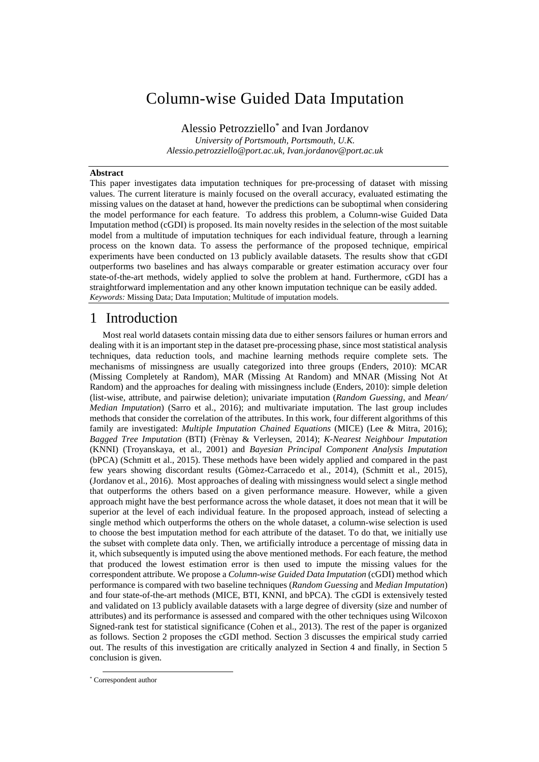# Column-wise Guided Data Imputation

Alessio Petrozziello[*] and Ivan Jordanov

*University of Portsmouth, Portsmouth, U.K.*
*Alessio.petrozziello@port.ac.uk, Ivan.jordanov@port.ac.uk*

**Abstract**

This paper investigates data imputation techniques for pre-processing of dataset with missing values. The current literature is mainly focused on the overall accuracy, evaluated estimating the missing values on the dataset at hand, however the predictions can be suboptimal when considering the model performance for each feature. To address this problem, a Column-wise Guided Data Imputation method (cGDI) is proposed. Its main novelty resides in the selection of the most suitable model from a multitude of imputation techniques for each individual feature, through a learning process on the known data. To assess the performance of the proposed technique, empirical experiments have been conducted on 13 publicly available datasets. The results show that cGDI outperforms two baselines and has always comparable or greater estimation accuracy over four state-of-the-art methods, widely applied to solve the problem at hand. Furthermore, cGDI has a straightforward implementation and any other known imputation technique can be easily added.
*Keywords:* Missing Data; Data Imputation; Multitude of imputation models.

# 1 Introduction

Most real world datasets contain missing data due to either sensors failures or human errors and dealing with it is an important step in the dataset pre-processing phase, since most statistical analysis techniques, data reduction tools, and machine learning methods require complete sets. The mechanisms of missingness are usually categorized into three groups (Enders, 2010): MCAR (Missing Completely at Random), MAR (Missing At Random) and MNAR (Missing Not At Random) and the approaches for dealing with missingness include (Enders, 2010): simple deletion (list-wise, attribute, and pairwise deletion); univariate imputation (*Random Guessing*, and *Mean/ Median Imputation*) (Sarro et al., 2016); and multivariate imputation. The last group includes methods that consider the correlation of the attributes. In this work, four different algorithms of this family are investigated: *Multiple Imputation Chained Equations* (MICE) (Lee & Mitra, 2016); *Bagged Tree Imputation* (BTI) (Frènay & Verleysen, 2014); *K-Nearest Neighbour Imputation* (KNNI) (Troyanskaya, et al., 2001) and *Bayesian Principal Component Analysis Imputation* (bPCA) (Schmitt et al., 2015). These methods have been widely applied and compared in the past few years showing discordant results (Gòmez-Carracedo et al., 2014), (Schmitt et al., 2015), (Jordanov et al., 2016). Most approaches of dealing with missingness would select a single method that outperforms the others based on a given performance measure. However, while a given approach might have the best performance across the whole dataset, it does not mean that it will be superior at the level of each individual feature. In the proposed approach, instead of selecting a single method which outperforms the others on the whole dataset, a column-wise selection is used to choose the best imputation method for each attribute of the dataset. To do that, we initially use the subset with complete data only. Then, we artificially introduce a percentage of missing data in it, which subsequently is imputed using the above mentioned methods. For each feature, the method that produced the lowest estimation error is then used to impute the missing values for the correspondent attribute. We propose a *Column-wise Guided Data Imputation* (cGDI) method which performance is compared with two baseline techniques (*Random Guessing* and *Median Imputation*) and four state-of-the-art methods (MICE, BTI, KNNI, and bPCA). The cGDI is extensively tested and validated on 13 publicly available datasets with a large degree of diversity (size and number of attributes) and its performance is assessed and compared with the other techniques using Wilcoxon Signed-rank test for statistical significance (Cohen et al., 2013). The rest of the paper is organized as follows. Section 2 proposes the cGDI method. Section 3 discusses the empirical study carried out. The results of this investigation are critically analyzed in Section 4 and finally, in Section 5 conclusion is given.

[*] Correspondent author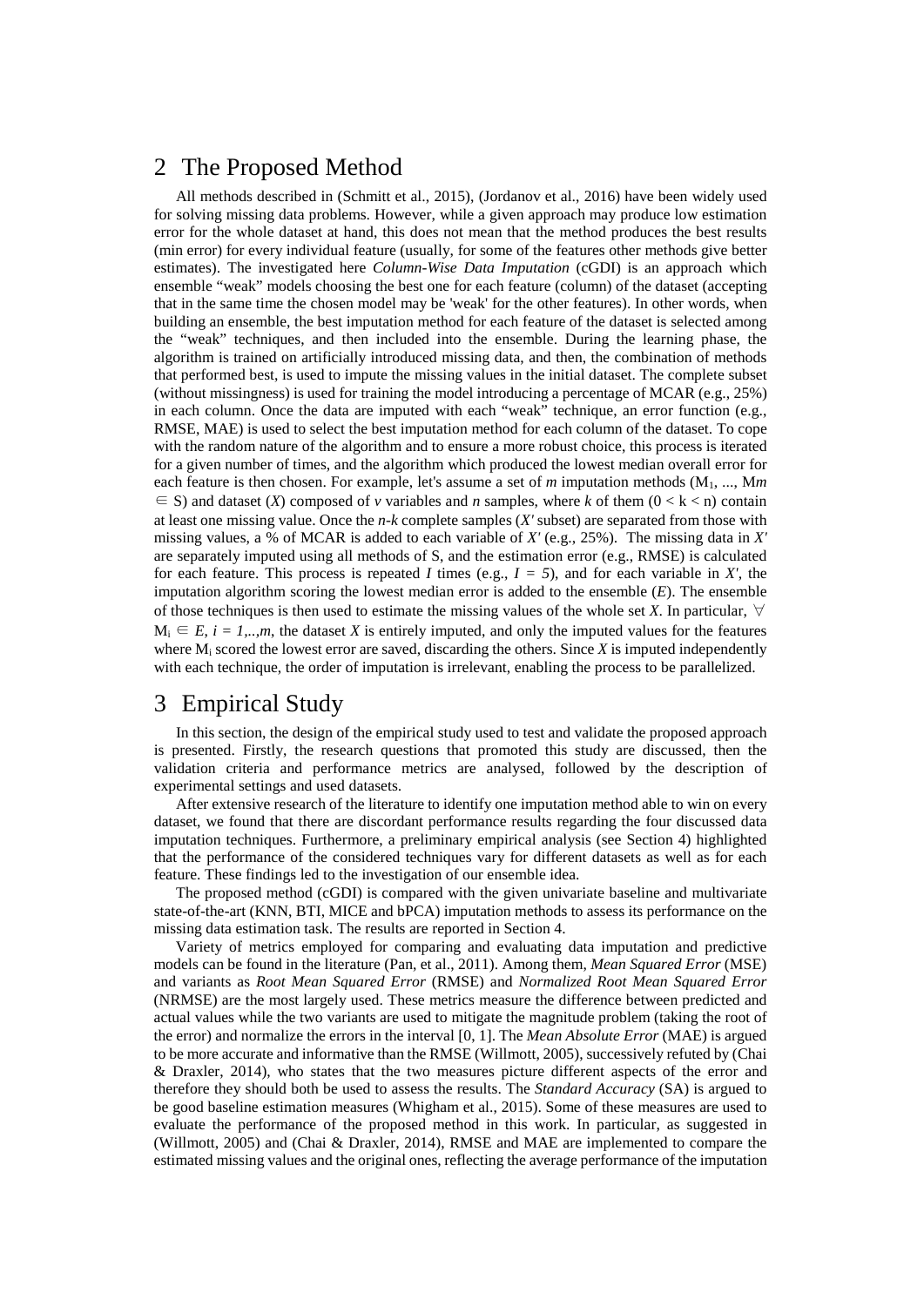## 2 The Proposed Method

All methods described in (Schmitt et al., 2015), (Jordanov et al., 2016) have been widely used for solving missing data problems. However, while a given approach may produce low estimation error for the whole dataset at hand, this does not mean that the method produces the best results (min error) for every individual feature (usually, for some of the features other methods give better estimates). The investigated here *Column-Wise Data Imputation* (cGDI) is an approach which ensemble "weak" models choosing the best one for each feature (column) of the dataset (accepting that in the same time the chosen model may be 'weak' for the other features). In other words, when building an ensemble, the best imputation method for each feature of the dataset is selected among the "weak" techniques, and then included into the ensemble. During the learning phase, the algorithm is trained on artificially introduced missing data, and then, the combination of methods that performed best, is used to impute the missing values in the initial dataset. The complete subset (without missingness) is used for training the model introducing a percentage of MCAR (e.g., 25%) in each column. Once the data are imputed with each "weak" technique, an error function (e.g., RMSE, MAE) is used to select the best imputation method for each column of the dataset. To cope with the random nature of the algorithm and to ensure a more robust choice, this process is iterated for a given number of times, and the algorithm which produced the lowest median overall error for each feature is then chosen. For example, let's assume a set of *m* imputation methods ($M_1$, ..., $M_m$ $\in$ S) and dataset (*X*) composed of *v* variables and *n* samples, where *k* of them ($0 < k < n$) contain at least one missing value. Once the *n-k* complete samples (*X'* subset) are separated from those with missing values, a % of MCAR is added to each variable of *X'* (e.g., 25%). The missing data in *X'* are separately imputed using all methods of S, and the estimation error (e.g., RMSE) is calculated for each feature. This process is repeated *I* times (e.g., $I = 5$), and for each variable in *X'*, the imputation algorithm scoring the lowest median error is added to the ensemble (*E*). The ensemble of those techniques is then used to estimate the missing values of the whole set *X*. In particular, $\forall$ $M_i \in E$, $i = 1,..,m$, the dataset *X* is entirely imputed, and only the imputed values for the features where $M_i$ scored the lowest error are saved, discarding the others. Since *X* is imputed independently with each technique, the order of imputation is irrelevant, enabling the process to be parallelized.

## 3 Empirical Study

In this section, the design of the empirical study used to test and validate the proposed approach is presented. Firstly, the research questions that promoted this study are discussed, then the validation criteria and performance metrics are analysed, followed by the description of experimental settings and used datasets.

After extensive research of the literature to identify one imputation method able to win on every dataset, we found that there are discordant performance results regarding the four discussed data imputation techniques. Furthermore, a preliminary empirical analysis (see Section 4) highlighted that the performance of the considered techniques vary for different datasets as well as for each feature. These findings led to the investigation of our ensemble idea.

The proposed method (cGDI) is compared with the given univariate baseline and multivariate state-of-the-art (KNN, BTI, MICE and bPCA) imputation methods to assess its performance on the missing data estimation task. The results are reported in Section 4.

Variety of metrics employed for comparing and evaluating data imputation and predictive models can be found in the literature (Pan, et al., 2011). Among them, *Mean Squared Error* (MSE) and variants as *Root Mean Squared Error* (RMSE) and *Normalized Root Mean Squared Error* (NRMSE) are the most largely used. These metrics measure the difference between predicted and actual values while the two variants are used to mitigate the magnitude problem (taking the root of the error) and normalize the errors in the interval [0, 1]. The *Mean Absolute Error* (MAE) is argued to be more accurate and informative than the RMSE (Willmott, 2005), successively refuted by (Chai & Draxler, 2014), who states that the two measures picture different aspects of the error and therefore they should both be used to assess the results. The *Standard Accuracy* (SA) is argued to be good baseline estimation measures (Whigham et al., 2015). Some of these measures are used to evaluate the performance of the proposed method in this work. In particular, as suggested in (Willmott, 2005) and (Chai & Draxler, 2014), RMSE and MAE are implemented to compare the estimated missing values and the original ones, reflecting the average performance of the imputation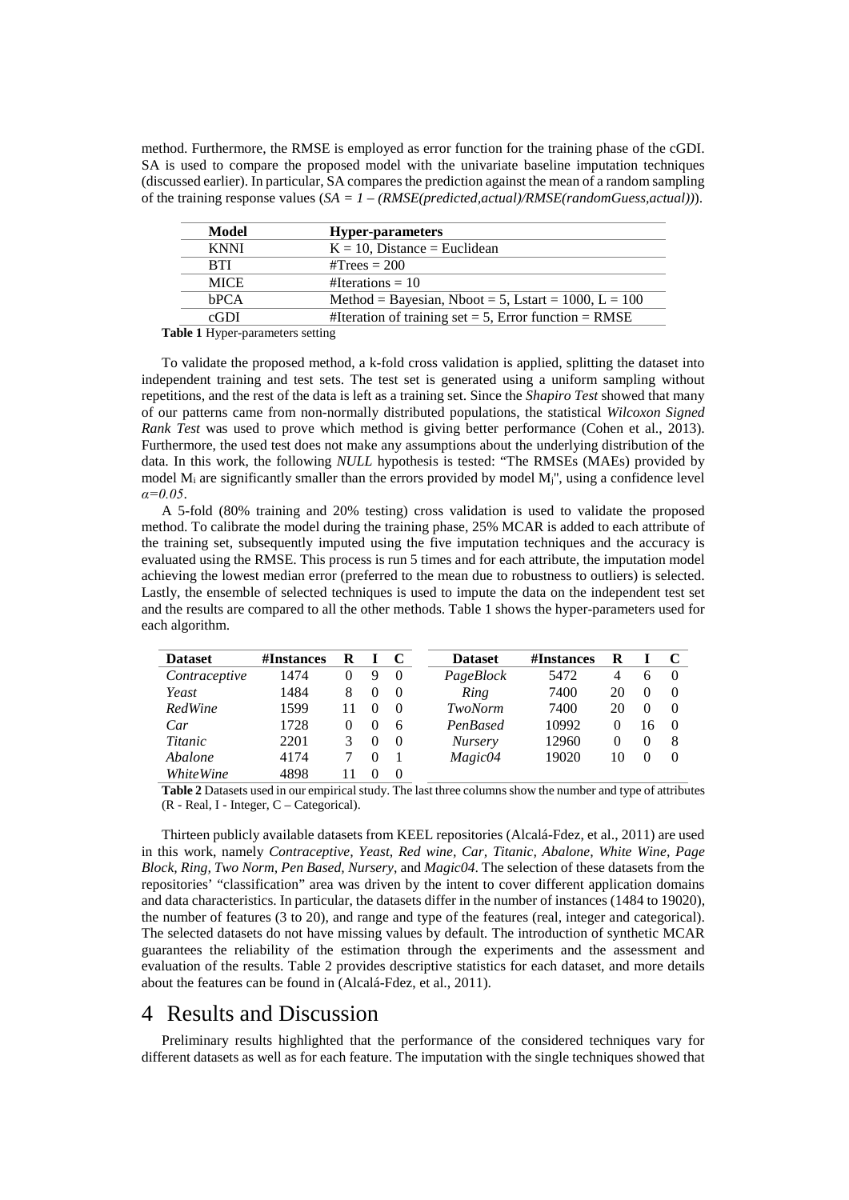method. Furthermore, the RMSE is employed as error function for the training phase of the cGDI. SA is used to compare the proposed model with the univariate baseline imputation techniques (discussed earlier). In particular, SA compares the prediction against the mean of a random sampling of the training response values (*SA = 1 – (RMSE(predicted,actual)/RMSE(randomGuess,actual))*).

| **Model** | **Hyper-parameters** |
|---|---|
| KNNI | K = 10, Distance = Euclidean |
| BTI | #Trees = 200 |
| MICE | #Iterations = 10 |
| bPCA | Method = Bayesian, Nboot = 5, Lstart = 1000, L = 100 |
| cGDI | #Iteration of training set = 5, Error function = RMSE |

**Table 1** Hyper-parameters setting

To validate the proposed method, a k-fold cross validation is applied, splitting the dataset into independent training and test sets. The test set is generated using a uniform sampling without repetitions, and the rest of the data is left as a training set. Since the *Shapiro Test* showed that many of our patterns came from non-normally distributed populations, the statistical *Wilcoxon Signed Rank Test* was used to prove which method is giving better performance (Cohen et al., 2013). Furthermore, the used test does not make any assumptions about the underlying distribution of the data. In this work, the following *NULL* hypothesis is tested: "The RMSEs (MAEs) provided by model $M_i$ are significantly smaller than the errors provided by model $M_j$", using a confidence level $\alpha=0.05$.

A 5-fold (80% training and 20% testing) cross validation is used to validate the proposed method. To calibrate the model during the training phase, 25% MCAR is added to each attribute of the training set, subsequently imputed using the five imputation techniques and the accuracy is evaluated using the RMSE. This process is run 5 times and for each attribute, the imputation model achieving the lowest median error (preferred to the mean due to robustness to outliers) is selected. Lastly, the ensemble of selected techniques is used to impute the data on the independent test set and the results are compared to all the other methods. Table 1 shows the hyper-parameters used for each algorithm.

| **Dataset** | **#Instances** | **R** | **I** | **C** | **Dataset** | **#Instances** | **R** | **I** | **C** |
|---|---|---|---|---|---|---|---|---|---|
| *Contraceptive* | 1474 | 0 | 9 | 0 | *PageBlock* | 5472 | 4 | 6 | 0 |
| *Yeast* | 1484 | 8 | 0 | 0 | *Ring* | 7400 | 20 | 0 | 0 |
| *RedWine* | 1599 | 11 | 0 | 0 | *TwoNorm* | 7400 | 20 | 0 | 0 |
| *Car* | 1728 | 0 | 0 | 6 | *PenBased* | 10992 | 0 | 16 | 0 |
| *Titanic* | 2201 | 3 | 0 | 0 | *Nursery* | 12960 | 0 | 0 | 8 |
| *Abalone* | 4174 | 7 | 0 | 1 | *Magic04* | 19020 | 10 | 0 | 0 |
| *WhiteWine* | 4898 | 11 | 0 | 0 | | | | | |

**Table 2** Datasets used in our empirical study. The last three columns show the number and type of attributes (R - Real, I - Integer, C – Categorical).

Thirteen publicly available datasets from KEEL repositories (Alcalá-Fdez, et al., 2011) are used in this work, namely *Contraceptive, Yeast, Red wine, Car, Titanic, Abalone, White Wine, Page Block, Ring, Two Norm, Pen Based, Nursery*, and *Magic04*. The selection of these datasets from the repositories' "classification" area was driven by the intent to cover different application domains and data characteristics. In particular, the datasets differ in the number of instances (1484 to 19020), the number of features (3 to 20), and range and type of the features (real, integer and categorical). The selected datasets do not have missing values by default. The introduction of synthetic MCAR guarantees the reliability of the estimation through the experiments and the assessment and evaluation of the results. Table 2 provides descriptive statistics for each dataset, and more details about the features can be found in (Alcalá-Fdez, et al., 2011).

# 4 Results and Discussion

Preliminary results highlighted that the performance of the considered techniques vary for different datasets as well as for each feature. The imputation with the single techniques showed that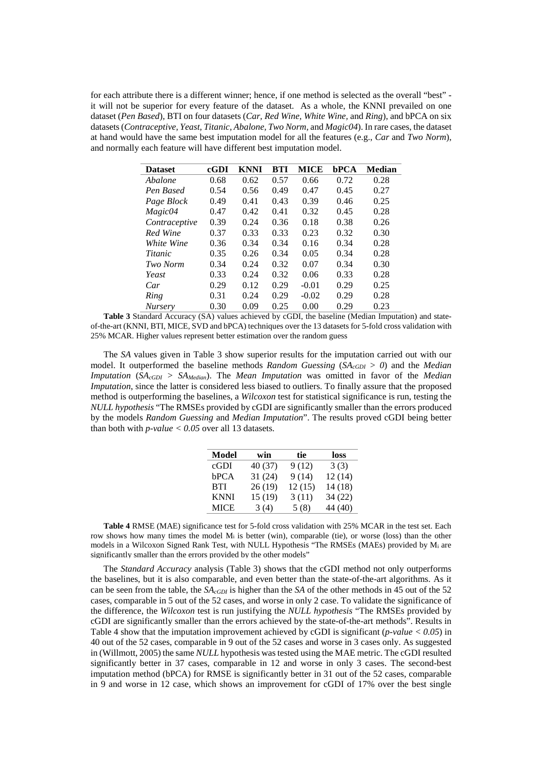for each attribute there is a different winner; hence, if one method is selected as the overall "best" - it will not be superior for every feature of the dataset. As a whole, the KNNI prevailed on one dataset (*Pen Based*), BTI on four datasets (*Car*, *Red Wine*, *White Wine,* and *Ring*), and bPCA on six datasets (*Contraceptive*, *Yeast*, *Titanic*, *Abalone*, *Two Norm*, and *Magic04*). In rare cases, the dataset at hand would have the same best imputation model for all the features (e.g., *Car* and *Two Norm*), and normally each feature will have different best imputation model.

| Dataset | cGDI | KNNI | BTI | MICE | bPCA | Median |
|---|---|---|---|---|---|---|
| *Abalone* | 0.68 | 0.62 | 0.57 | 0.66 | 0.72 | 0.28 |
| *Pen Based* | 0.54 | 0.56 | 0.49 | 0.47 | 0.45 | 0.27 |
| *Page Block* | 0.49 | 0.41 | 0.43 | 0.39 | 0.46 | 0.25 |
| *Magic04* | 0.47 | 0.42 | 0.41 | 0.32 | 0.45 | 0.28 |
| *Contraceptive* | 0.39 | 0.24 | 0.36 | 0.18 | 0.38 | 0.26 |
| *Red Wine* | 0.37 | 0.33 | 0.33 | 0.23 | 0.32 | 0.30 |
| *White Wine* | 0.36 | 0.34 | 0.34 | 0.16 | 0.34 | 0.28 |
| *Titanic* | 0.35 | 0.26 | 0.34 | 0.05 | 0.34 | 0.28 |
| *Two Norm* | 0.34 | 0.24 | 0.32 | 0.07 | 0.34 | 0.30 |
| *Yeast* | 0.33 | 0.24 | 0.32 | 0.06 | 0.33 | 0.28 |
| *Car* | 0.29 | 0.12 | 0.29 | -0.01 | 0.29 | 0.25 |
| *Ring* | 0.31 | 0.24 | 0.29 | -0.02 | 0.29 | 0.28 |
| *Nursery* | 0.30 | 0.09 | 0.25 | 0.00 | 0.29 | 0.23 |

**Table 3** Standard Accuracy (SA) values achieved by cGDI, the baseline (Median Imputation) and state-of-the-art (KNNI, BTI, MICE, SVD and bPCA) techniques over the 13 datasets for 5-fold cross validation with 25% MCAR. Higher values represent better estimation over the random guess

The *SA* values given in Table 3 show superior results for the imputation carried out with our model. It outperformed the baseline methods *Random Guessing* ($SA_{cGDI} > 0$) and the *Median Imputation* ($SA_{cGDI} > SA_{Median}$). The *Mean Imputation* was omitted in favor of the *Median Imputation*, since the latter is considered less biased to outliers. To finally assure that the proposed method is outperforming the baselines, a *Wilcoxon* test for statistical significance is run, testing the *NULL hypothesis* "The RMSEs provided by cGDI are significantly smaller than the errors produced by the models *Random Guessing* and *Median Imputation*". The results proved cGDI being better than both with *p-value < 0.05* over all 13 datasets.

| Model | win | tie | loss |
|---|---|---|---|
| cGDI | 40 (37) | 9 (12) | 3 (3) |
| bPCA | 31 (24) | 9 (14) | 12 (14) |
| BTI | 26 (19) | 12 (15) | 14 (18) |
| KNNI | 15 (19) | 3 (11) | 34 (22) |
| MICE | 3 (4) | 5 (8) | 44 (40) |

**Table 4** RMSE (MAE) significance test for 5-fold cross validation with 25% MCAR in the test set. Each row shows how many times the model $M_i$ is better (win), comparable (tie), or worse (loss) than the other models in a Wilcoxon Signed Rank Test, with NULL Hypothesis "The RMSEs (MAEs) provided by $M_i$ are significantly smaller than the errors provided by the other models"

The *Standard Accuracy* analysis (Table 3) shows that the cGDI method not only outperforms the baselines, but it is also comparable, and even better than the state-of-the-art algorithms. As it can be seen from the table, the $SA_{cGDI}$ is higher than the *SA* of the other methods in 45 out of the 52 cases, comparable in 5 out of the 52 cases, and worse in only 2 case. To validate the significance of the difference, the *Wilcoxon* test is run justifying the *NULL hypothesis* "The RMSEs provided by cGDI are significantly smaller than the errors achieved by the state-of-the-art methods". Results in Table 4 show that the imputation improvement achieved by cGDI is significant (*p-value < 0.05*) in 40 out of the 52 cases, comparable in 9 out of the 52 cases and worse in 3 cases only. As suggested in (Willmott, 2005) the same *NULL* hypothesis was tested using the MAE metric. The cGDI resulted significantly better in 37 cases, comparable in 12 and worse in only 3 cases. The second-best imputation method (bPCA) for RMSE is significantly better in 31 out of the 52 cases, comparable in 9 and worse in 12 case, which shows an improvement for cGDI of 17% over the best single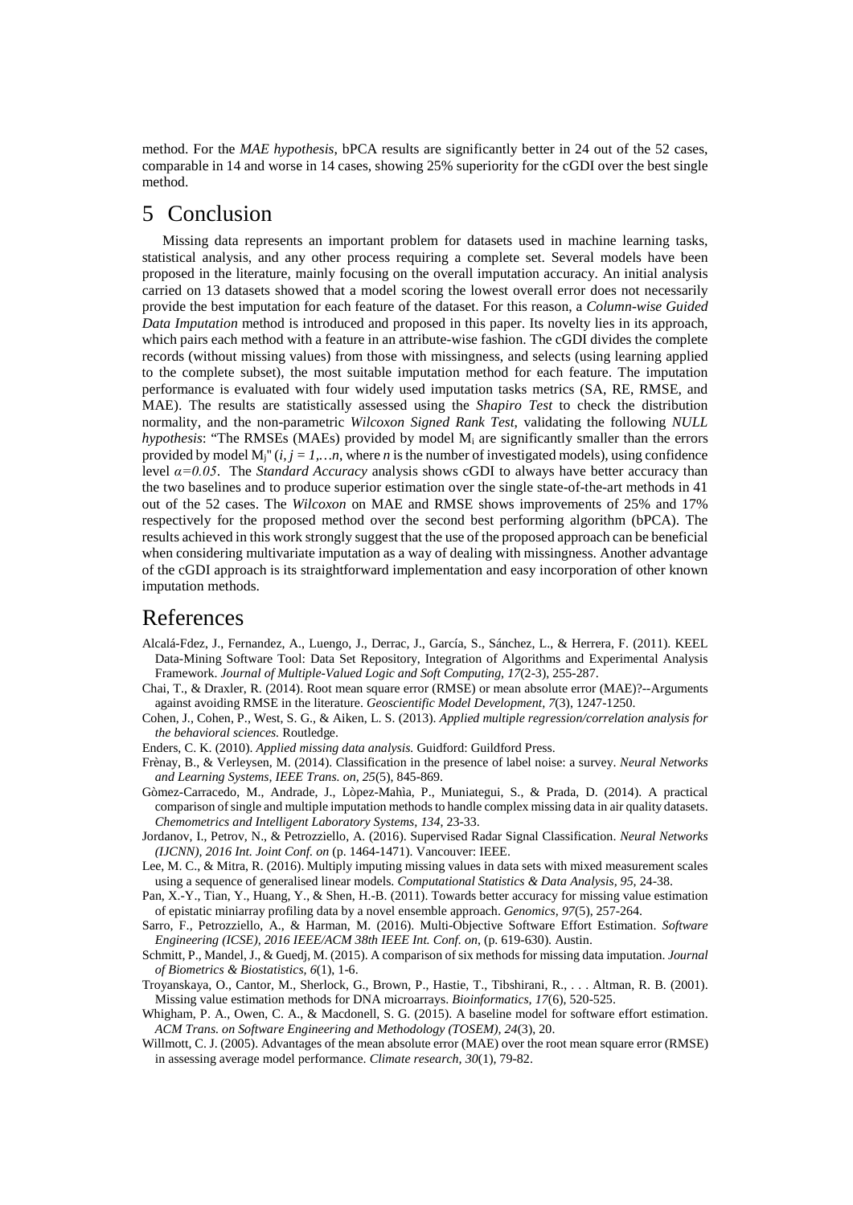method. For the *MAE hypothesis*, bPCA results are significantly better in 24 out of the 52 cases, comparable in 14 and worse in 14 cases, showing 25% superiority for the cGDI over the best single method.

# 5 Conclusion

Missing data represents an important problem for datasets used in machine learning tasks, statistical analysis, and any other process requiring a complete set. Several models have been proposed in the literature, mainly focusing on the overall imputation accuracy. An initial analysis carried on 13 datasets showed that a model scoring the lowest overall error does not necessarily provide the best imputation for each feature of the dataset. For this reason, a *Column-wise Guided Data Imputation* method is introduced and proposed in this paper. Its novelty lies in its approach, which pairs each method with a feature in an attribute-wise fashion. The cGDI divides the complete records (without missing values) from those with missingness, and selects (using learning applied to the complete subset), the most suitable imputation method for each feature. The imputation performance is evaluated with four widely used imputation tasks metrics (SA, RE, RMSE, and MAE). The results are statistically assessed using the *Shapiro Test* to check the distribution normality, and the non-parametric *Wilcoxon Signed Rank Test*, validating the following *NULL hypothesis*: "The RMSEs (MAEs) provided by model $M_i$ are significantly smaller than the errors provided by model $M_j$" ($i, j = 1,\ldots n$, where $n$ is the number of investigated models), using confidence level $\alpha=0.05$. The *Standard Accuracy* analysis shows cGDI to always have better accuracy than the two baselines and to produce superior estimation over the single state-of-the-art methods in 41 out of the 52 cases. The *Wilcoxon* on MAE and RMSE shows improvements of 25% and 17% respectively for the proposed method over the second best performing algorithm (bPCA). The results achieved in this work strongly suggest that the use of the proposed approach can be beneficial when considering multivariate imputation as a way of dealing with missingness. Another advantage of the cGDI approach is its straightforward implementation and easy incorporation of other known imputation methods.

# References

Alcalá-Fdez, J., Fernandez, A., Luengo, J., Derrac, J., García, S., Sánchez, L., & Herrera, F. (2011). KEEL Data-Mining Software Tool: Data Set Repository, Integration of Algorithms and Experimental Analysis Framework. *Journal of Multiple-Valued Logic and Soft Computing, 17*(2-3), 255-287.

Chai, T., & Draxler, R. (2014). Root mean square error (RMSE) or mean absolute error (MAE)?--Arguments against avoiding RMSE in the literature. *Geoscientific Model Development, 7*(3), 1247-1250.

Cohen, J., Cohen, P., West, S. G., & Aiken, L. S. (2013). *Applied multiple regression/correlation analysis for the behavioral sciences.* Routledge.

Enders, C. K. (2010). *Applied missing data analysis.* Guidford: Guildford Press.

Frènay, B., & Verleysen, M. (2014). Classification in the presence of label noise: a survey. *Neural Networks and Learning Systems, IEEE Trans. on, 25*(5), 845-869.

Gòmez-Carracedo, M., Andrade, J., Lòpez-Mahìa, P., Muniategui, S., & Prada, D. (2014). A practical comparison of single and multiple imputation methods to handle complex missing data in air quality datasets. *Chemometrics and Intelligent Laboratory Systems, 134*, 23-33.

Jordanov, I., Petrov, N., & Petrozziello, A. (2016). Supervised Radar Signal Classification. *Neural Networks (IJCNN), 2016 Int. Joint Conf. on* (p. 1464-1471). Vancouver: IEEE.

Lee, M. C., & Mitra, R. (2016). Multiply imputing missing values in data sets with mixed measurement scales using a sequence of generalised linear models. *Computational Statistics & Data Analysis, 95*, 24-38.

Pan, X.-Y., Tian, Y., Huang, Y., & Shen, H.-B. (2011). Towards better accuracy for missing value estimation of epistatic miniarray profiling data by a novel ensemble approach. *Genomics, 97*(5), 257-264.

Sarro, F., Petrozziello, A., & Harman, M. (2016). Multi-Objective Software Effort Estimation. *Software Engineering (ICSE), 2016 IEEE/ACM 38th IEEE Int. Conf. on*, (p. 619-630). Austin.

Schmitt, P., Mandel, J., & Guedj, M. (2015). A comparison of six methods for missing data imputation. *Journal of Biometrics & Biostatistics, 6*(1), 1-6.

Troyanskaya, O., Cantor, M., Sherlock, G., Brown, P., Hastie, T., Tibshirani, R., . . . Altman, R. B. (2001). Missing value estimation methods for DNA microarrays. *Bioinformatics, 17*(6), 520-525.

Whigham, P. A., Owen, C. A., & Macdonell, S. G. (2015). A baseline model for software effort estimation. *ACM Trans. on Software Engineering and Methodology (TOSEM), 24*(3), 20.

Willmott, C. J. (2005). Advantages of the mean absolute error (MAE) over the root mean square error (RMSE) in assessing average model performance. *Climate research, 30*(1), 79-82.